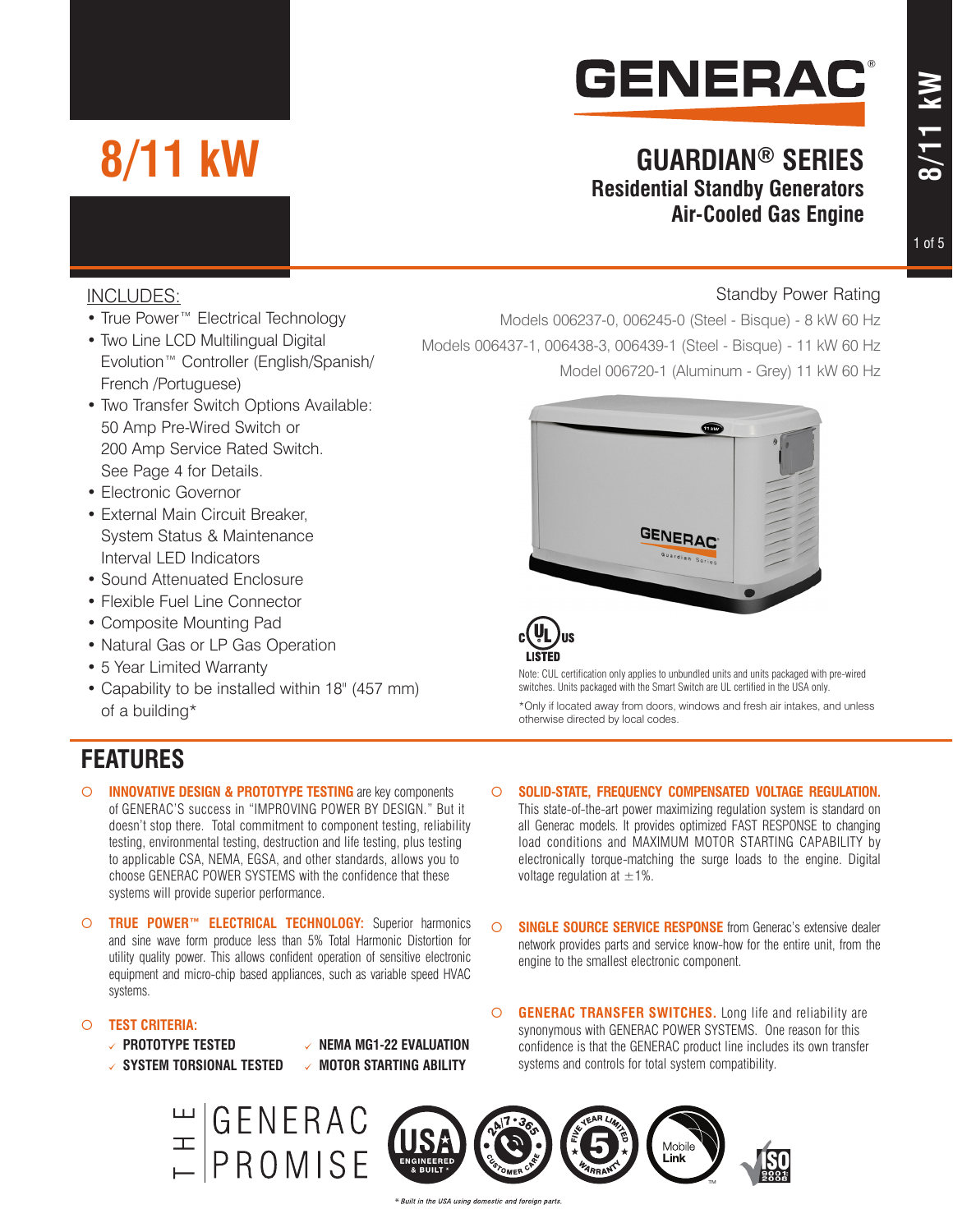# 8/11 kW

# GENERAC

## GUARDIAN® SERIES

**Residential Standby Generators**
**Air-Cooled Gas Engine**

INCLUDES:

- True Power™ Electrical Technology
- Two Line LCD Multilingual Digital Evolution™ Controller (English/Spanish/French /Portuguese)
- Two Transfer Switch Options Available: 50 Amp Pre-Wired Switch or 200 Amp Service Rated Switch. See Page 4 for Details.
- Electronic Governor
- External Main Circuit Breaker, System Status & Maintenance Interval LED Indicators
- Sound Attenuated Enclosure
- Flexible Fuel Line Connector
- Composite Mounting Pad
- Natural Gas or LP Gas Operation
- 5 Year Limited Warranty
- Capability to be installed within 18" (457 mm) of a building*

Standby Power Rating

Models 006237-0, 006245-0 (Steel - Bisque) - 8 kW 60 Hz

Models 006437-1, 006438-3, 006439-1 (Steel - Bisque) - 11 kW 60 Hz

Model 006720-1 (Aluminum - Grey) 11 kW 60 Hz

c UL us LISTED

Note: CUL certification only applies to unbundled units and units packaged with pre-wired switches. Units packaged with the Smart Switch are UL certified in the USA only.

*Only if located away from doors, windows and fresh air intakes, and unless otherwise directed by local codes.

## FEATURES

- **INNOVATIVE DESIGN & PROTOTYPE TESTING** are key components of GENERAC'S success in "IMPROVING POWER BY DESIGN." But it doesn't stop there. Total commitment to component testing, reliability testing, environmental testing, destruction and life testing, plus testing to applicable CSA, NEMA, EGSA, and other standards, allows you to choose GENERAC POWER SYSTEMS with the confidence that these systems will provide superior performance.

- **TRUE POWER™ ELECTRICAL TECHNOLOGY:** Superior harmonics and sine wave form produce less than 5% Total Harmonic Distortion for utility quality power. This allows confident operation of sensitive electronic equipment and micro-chip based appliances, such as variable speed HVAC systems.

- **TEST CRITERIA:**
  - ✓ **PROTOTYPE TESTED**
  - ✓ **SYSTEM TORSIONAL TESTED**
  - ✓ **NEMA MG1-22 EVALUATION**
  - ✓ **MOTOR STARTING ABILITY**

- **SOLID-STATE, FREQUENCY COMPENSATED VOLTAGE REGULATION.** This state-of-the-art power maximizing regulation system is standard on all Generac models. It provides optimized FAST RESPONSE to changing load conditions and MAXIMUM MOTOR STARTING CAPABILITY by electronically torque-matching the surge loads to the engine. Digital voltage regulation at ±1%.

- **SINGLE SOURCE SERVICE RESPONSE** from Generac's extensive dealer network provides parts and service know-how for the entire unit, from the engine to the smallest electronic component.

- **GENERAC TRANSFER SWITCHES.** Long life and reliability are synonymous with GENERAC POWER SYSTEMS. One reason for this confidence is that the GENERAC product line includes its own transfer systems and controls for total system compatibility.

THE GENERAC PROMISE

USA ENGINEERED & BUILT* — 24/7•365 CUSTOMER CARE — FIVE YEAR LIMITED WARRANTY — Mobile Link™ — ISO 9001:2008

* Built in the USA using domestic and foreign parts.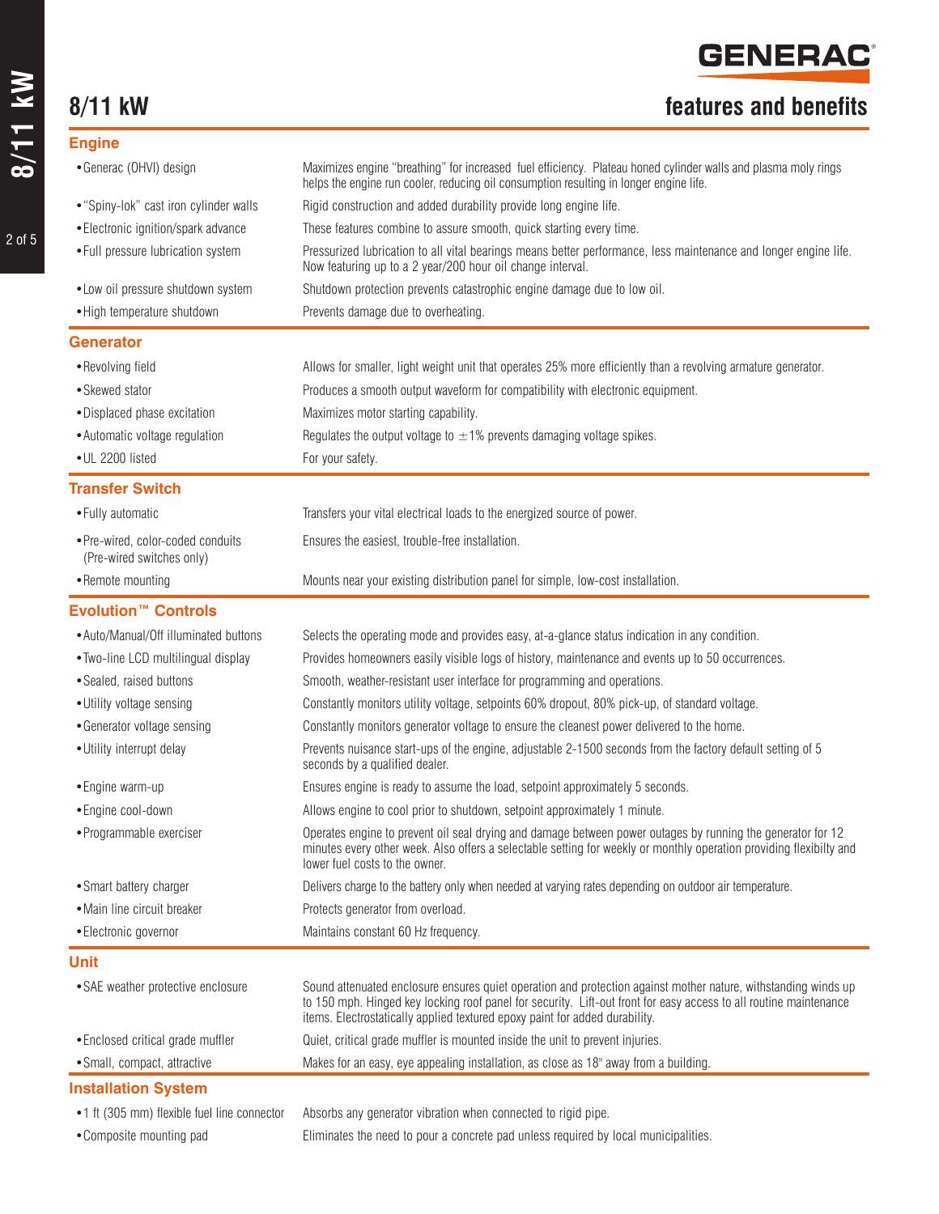# 8/11 kW

## features and benefits

### Engine

| | |
|---|---|
| • Generac (OHVI) design | Maximizes engine "breathing" for increased fuel efficiency. Plateau honed cylinder walls and plasma moly rings helps the engine run cooler, reducing oil consumption resulting in longer engine life. |
| • "Spiny-lok" cast iron cylinder walls | Rigid construction and added durability provide long engine life. |
| • Electronic ignition/spark advance | These features combine to assure smooth, quick starting every time. |
| • Full pressure lubrication system | Pressurized lubrication to all vital bearings means better performance, less maintenance and longer engine life. Now featuring up to a 2 year/200 hour oil change interval. |
| • Low oil pressure shutdown system | Shutdown protection prevents catastrophic engine damage due to low oil. |
| • High temperature shutdown | Prevents damage due to overheating. |

### Generator

| | |
|---|---|
| • Revolving field | Allows for smaller, light weight unit that operates 25% more efficiently than a revolving armature generator. |
| • Skewed stator | Produces a smooth output waveform for compatibility with electronic equipment. |
| • Displaced phase excitation | Maximizes motor starting capability. |
| • Automatic voltage regulation | Regulates the output voltage to ±1% prevents damaging voltage spikes. |
| • UL 2200 listed | For your safety. |

### Transfer Switch

| | |
|---|---|
| • Fully automatic | Transfers your vital electrical loads to the energized source of power. |
| • Pre-wired, color-coded conduits (Pre-wired switches only) | Ensures the easiest, trouble-free installation. |
| • Remote mounting | Mounts near your existing distribution panel for simple, low-cost installation. |

### Evolution™ Controls

| | |
|---|---|
| • Auto/Manual/Off illuminated buttons | Selects the operating mode and provides easy, at-a-glance status indication in any condition. |
| • Two-line LCD multilingual display | Provides homeowners easily visible logs of history, maintenance and events up to 50 occurrences. |
| • Sealed, raised buttons | Smooth, weather-resistant user interface for programming and operations. |
| • Utility voltage sensing | Constantly monitors utility voltage, setpoints 60% dropout, 80% pick-up, of standard voltage. |
| • Generator voltage sensing | Constantly monitors generator voltage to ensure the cleanest power delivered to the home. |
| • Utility interrupt delay | Prevents nuisance start-ups of the engine, adjustable 2-1500 seconds from the factory default setting of 5 seconds by a qualified dealer. |
| • Engine warm-up | Ensures engine is ready to assume the load, setpoint approximately 5 seconds. |
| • Engine cool-down | Allows engine to cool prior to shutdown, setpoint approximately 1 minute. |
| • Programmable exerciser | Operates engine to prevent oil seal drying and damage between power outages by running the generator for 12 minutes every other week. Also offers a selectable setting for weekly or monthly operation providing flexibilty and lower fuel costs to the owner. |
| • Smart battery charger | Delivers charge to the battery only when needed at varying rates depending on outdoor air temperature. |
| • Main line circuit breaker | Protects generator from overload. |
| • Electronic governor | Maintains constant 60 Hz frequency. |

### Unit

| | |
|---|---|
| • SAE weather protective enclosure | Sound attenuated enclosure ensures quiet operation and protection against mother nature, withstanding winds up to 150 mph. Hinged key locking roof panel for security. Lift-out front for easy access to all routine maintenance items. Electrostatically applied textured epoxy paint for added durability. |
| • Enclosed critical grade muffler | Quiet, critical grade muffler is mounted inside the unit to prevent injuries. |
| • Small, compact, attractive | Makes for an easy, eye appealing installation, as close as 18" away from a building. |

### Installation System

| | |
|---|---|
| • 1 ft (305 mm) flexible fuel line connector | Absorbs any generator vibration when connected to rigid pipe. |
| • Composite mounting pad | Eliminates the need to pour a concrete pad unless required by local municipalities. |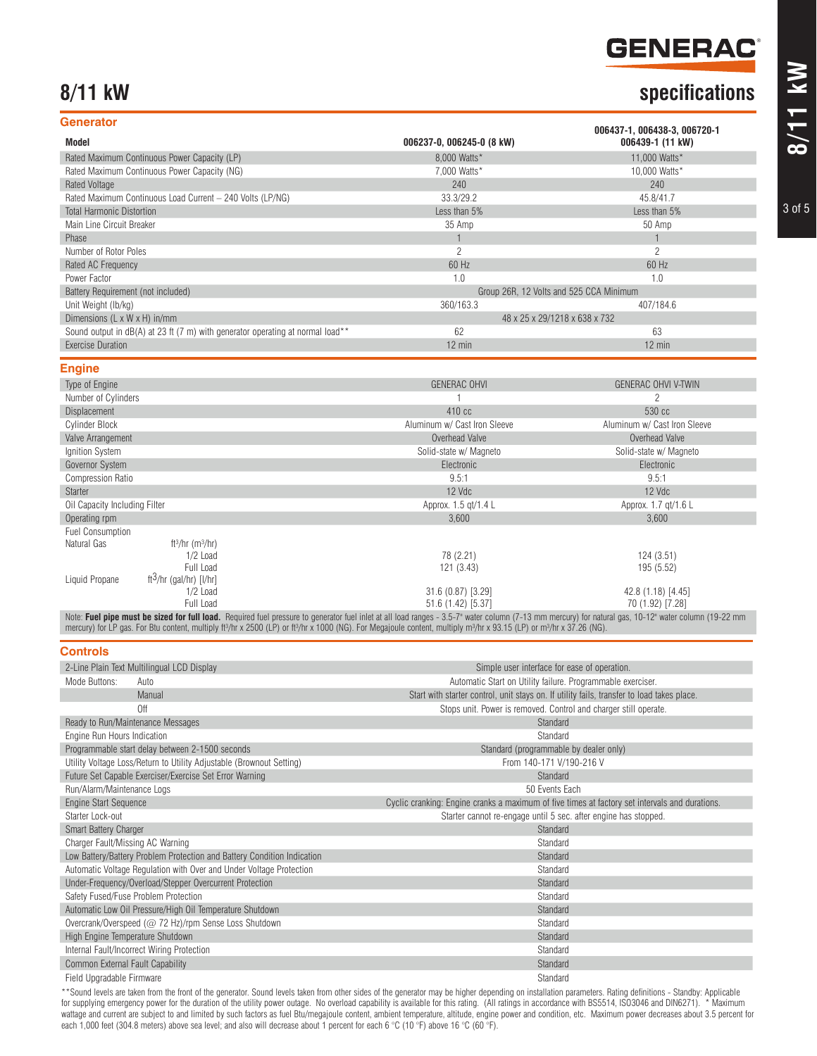# 8/11 kW

## specifications

### Generator

| Model | 006237-0, 006245-0 (8 kW) | 006437-1, 006438-3, 006720-1 006439-1 (11 kW) |
|---|---|---|
| Rated Maximum Continuous Power Capacity (LP) | 8,000 Watts* | 11,000 Watts* |
| Rated Maximum Continuous Power Capacity (NG) | 7,000 Watts* | 10,000 Watts* |
| Rated Voltage | 240 | 240 |
| Rated Maximum Continuous Load Current – 240 Volts (LP/NG) | 33.3/29.2 | 45.8/41.7 |
| Total Harmonic Distortion | Less than 5% | Less than 5% |
| Main Line Circuit Breaker | 35 Amp | 50 Amp |
| Phase | 1 | 1 |
| Number of Rotor Poles | 2 | 2 |
| Rated AC Frequency | 60 Hz | 60 Hz |
| Power Factor | 1.0 | 1.0 |
| Battery Requirement (not included) | Group 26R, 12 Volts and 525 CCA Minimum | |
| Unit Weight (lb/kg) | 360/163.3 | 407/184.6 |
| Dimensions (L x W x H) in/mm | 48 x 25 x 29/1218 x 638 x 732 | |
| Sound output in dB(A) at 23 ft (7 m) with generator operating at normal load** | 62 | 63 |
| Exercise Duration | 12 min | 12 min |

### Engine

| | 8 kW | 11 kW |
|---|---|---|
| Type of Engine | GENERAC OHVI | GENERAC OHVI V-TWIN |
| Number of Cylinders | 1 | 2 |
| Displacement | 410 cc | 530 cc |
| Cylinder Block | Aluminum w/ Cast Iron Sleeve | Aluminum w/ Cast Iron Sleeve |
| Valve Arrangement | Overhead Valve | Overhead Valve |
| Ignition System | Solid-state w/ Magneto | Solid-state w/ Magneto |
| Governor System | Electronic | Electronic |
| Compression Ratio | 9.5:1 | 9.5:1 |
| Starter | 12 Vdc | 12 Vdc |
| Oil Capacity Including Filter | Approx. 1.5 qt/1.4 L | Approx. 1.7 qt/1.6 L |
| Operating rpm | 3,600 | 3,600 |
| Fuel Consumption | | |
| Natural Gas — ft³/hr (m³/hr) | | |
| 1/2 Load | 78 (2.21) | 124 (3.51) |
| Full Load | 121 (3.43) | 195 (5.52) |
| Liquid Propane — ft³/hr (gal/hr) [l/hr] | | |
| 1/2 Load | 31.6 (0.87) [3.29] | 42.8 (1.18) [4.45] |
| Full Load | 51.6 (1.42) [5.37] | 70 (1.92) [7.28] |

Note: **Fuel pipe must be sized for full load.** Required fuel pressure to generator fuel inlet at all load ranges - 3.5-7" water column (7-13 mm mercury) for natural gas, 10-12" water column (19-22 mm mercury) for LP gas. For Btu content, multiply ft³/hr x 2500 (LP) or ft³/hr x 1000 (NG). For Megajoule content, multiply m³/hr x 93.15 (LP) or m³/hr x 37.26 (NG).

### Controls

| Feature | Description |
|---|---|
| 2-Line Plain Text Multilingual LCD Display | Simple user interface for ease of operation. |
| Mode Buttons: Auto | Automatic Start on Utility failure. Programmable exerciser. |
| Manual | Start with starter control, unit stays on. If utility fails, transfer to load takes place. |
| Off | Stops unit. Power is removed. Control and charger still operate. |
| Ready to Run/Maintenance Messages | Standard |
| Engine Run Hours Indication | Standard |
| Programmable start delay between 2-1500 seconds | Standard (programmable by dealer only) |
| Utility Voltage Loss/Return to Utility Adjustable (Brownout Setting) | From 140-171 V/190-216 V |
| Future Set Capable Exerciser/Exercise Set Error Warning | Standard |
| Run/Alarm/Maintenance Logs | 50 Events Each |
| Engine Start Sequence | Cyclic cranking: Engine cranks a maximum of five times at factory set intervals and durations. |
| Starter Lock-out | Starter cannot re-engage until 5 sec. after engine has stopped. |
| Smart Battery Charger | Standard |
| Charger Fault/Missing AC Warning | Standard |
| Low Battery/Battery Problem Protection and Battery Condition Indication | Standard |
| Automatic Voltage Regulation with Over and Under Voltage Protection | Standard |
| Under-Frequency/Overload/Stepper Overcurrent Protection | Standard |
| Safety Fused/Fuse Problem Protection | Standard |
| Automatic Low Oil Pressure/High Oil Temperature Shutdown | Standard |
| Overcrank/Overspeed (@ 72 Hz)/rpm Sense Loss Shutdown | Standard |
| High Engine Temperature Shutdown | Standard |
| Internal Fault/Incorrect Wiring Protection | Standard |
| Common External Fault Capability | Standard |
| Field Upgradable Firmware | Standard |

**Sound levels are taken from the front of the generator. Sound levels taken from other sides of the generator may be higher depending on installation parameters. Rating definitions - Standby: Applicable for supplying emergency power for the duration of the utility power outage. No overload capability is available for this rating. (All ratings in accordance with BS5514, ISO3046 and DIN6271). * Maximum wattage and current are subject to and limited by such factors as fuel Btu/megajoule content, ambient temperature, altitude, engine power and condition, etc. Maximum power decreases about 3.5 percent for each 1,000 feet (304.8 meters) above sea level; and also will decrease about 1 percent for each 6 °C (10 °F) above 16 °C (60 °F).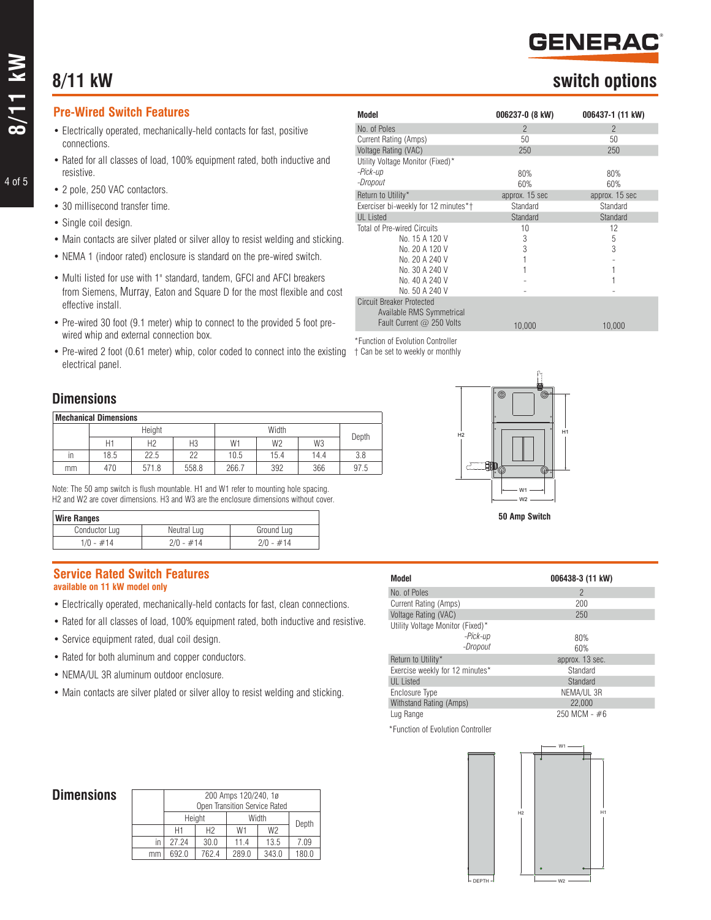# 8/11 kW

## switch options

### Pre-Wired Switch Features

- Electrically operated, mechanically-held contacts for fast, positive connections.
- Rated for all classes of load, 100% equipment rated, both inductive and resistive.
- 2 pole, 250 VAC contactors.
- 30 millisecond transfer time.
- Single coil design.
- Main contacts are silver plated or silver alloy to resist welding and sticking.
- NEMA 1 (indoor rated) enclosure is standard on the pre-wired switch.
- Multi listed for use with 1" standard, tandem, GFCI and AFCI breakers from Siemens, Murray, Eaton and Square D for the most flexible and cost effective install.
- Pre-wired 30 foot (9.1 meter) whip to connect to the provided 5 foot pre-wired whip and external connection box.
- Pre-wired 2 foot (0.61 meter) whip, color coded to connect into the existing electrical panel.

| Model | 006237-0 (8 kW) | 006437-1 (11 kW) |
|---|---|---|
| No. of Poles | 2 | 2 |
| Current Rating (Amps) | 50 | 50 |
| Voltage Rating (VAC) | 250 | 250 |
| Utility Voltage Monitor (Fixed)* | | |
| *-Pick-up* | 80% | 80% |
| *-Dropout* | 60% | 60% |
| Return to Utility* | approx. 15 sec | approx. 15 sec |
| Exerciser bi-weekly for 12 minutes*† | Standard | Standard |
| UL Listed | Standard | Standard |
| Total of Pre-wired Circuits | 10 | 12 |
| No. 15 A 120 V | 3 | 5 |
| No. 20 A 120 V | 3 | 3 |
| No. 20 A 240 V | 1 | - |
| No. 30 A 240 V | 1 | 1 |
| No. 40 A 240 V | - | 1 |
| No. 50 A 240 V | - | - |
| Circuit Breaker Protected Available RMS Symmetrical Fault Current @ 250 Volts | 10,000 | 10,000 |

*Function of Evolution Controller
† Can be set to weekly or monthly

## Dimensions

| Mechanical Dimensions | | | | | | | |
|---|---|---|---|---|---|---|---|
| | Height | | | Width | | | Depth |
| | H1 | H2 | H3 | W1 | W2 | W3 | |
| in | 18.5 | 22.5 | 22 | 10.5 | 15.4 | 14.4 | 3.8 |
| mm | 470 | 571.8 | 558.8 | 266.7 | 392 | 366 | 97.5 |

Note: The 50 amp switch is flush mountable. H1 and W1 refer to mounting hole spacing. H2 and W2 are cover dimensions. H3 and W3 are the enclosure dimensions without cover.

| Wire Ranges | | |
|---|---|---|
| Conductor Lug | Neutral Lug | Ground Lug |
| 1/0 - #14 | 2/0 - #14 | 2/0 - #14 |

50 Amp Switch

### Service Rated Switch Features

**available on 11 kW model only**

- Electrically operated, mechanically-held contacts for fast, clean connections.
- Rated for all classes of load, 100% equipment rated, both inductive and resistive.
- Service equipment rated, dual coil design.
- Rated for both aluminum and copper conductors.
- NEMA/UL 3R aluminum outdoor enclosure.
- Main contacts are silver plated or silver alloy to resist welding and sticking.

| Model | 006438-3 (11 kW) |
|---|---|
| No. of Poles | 2 |
| Current Rating (Amps) | 200 |
| Voltage Rating (VAC) | 250 |
| Utility Voltage Monitor (Fixed)* | |
| *-Pick-up* | 80% |
| *-Dropout* | 60% |
| Return to Utility* | approx. 13 sec. |
| Exercise weekly for 12 minutes* | Standard |
| UL Listed | Standard |
| Enclosure Type | NEMA/UL 3R |
| Withstand Rating (Amps) | 22,000 |
| Lug Range | 250 MCM - #6 |

*Function of Evolution Controller

## Dimensions

| | 200 Amps 120/240, 1ø Open Transition Service Rated | | | | |
|---|---|---|---|---|---|
| | Height | | Width | | Depth |
| | H1 | H2 | W1 | W2 | |
| in | 27.24 | 30.0 | 11.4 | 13.5 | 7.09 |
| mm | 692.0 | 762.4 | 289.0 | 343.0 | 180.0 |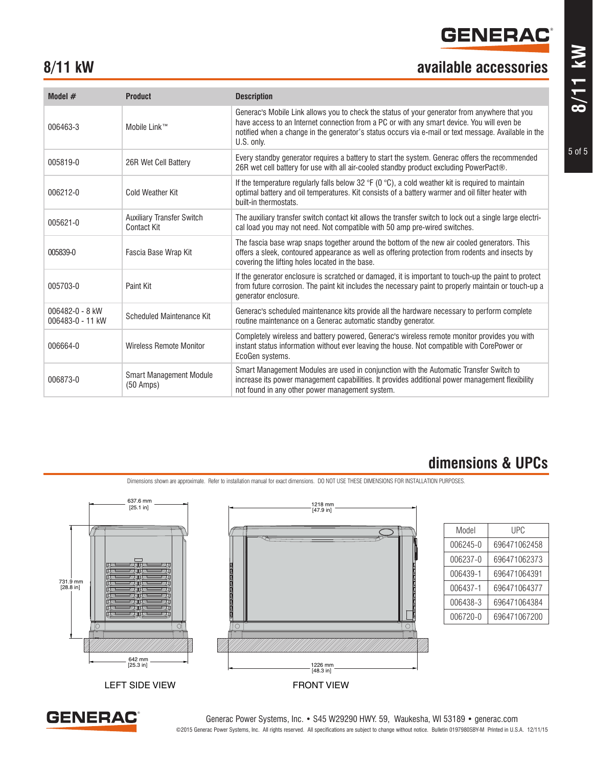# 8/11 kW

## available accessories

| Model # | Product | Description |
|---|---|---|
| 006463-3 | Mobile Link™ | Generac's Mobile Link allows you to check the status of your generator from anywhere that you have access to an Internet connection from a PC or with any smart device. You will even be notified when a change in the generator's status occurs via e-mail or text message. Available in the U.S. only. |
| 005819-0 | 26R Wet Cell Battery | Every standby generator requires a battery to start the system. Generac offers the recommended 26R wet cell battery for use with all air-cooled standby product excluding PowerPact®. |
| 006212-0 | Cold Weather Kit | If the temperature regularly falls below 32 °F (0 °C), a cold weather kit is required to maintain optimal battery and oil temperatures. Kit consists of a battery warmer and oil filter heater with built-in thermostats. |
| 005621-0 | Auxiliary Transfer Switch Contact Kit | The auxiliary transfer switch contact kit allows the transfer switch to lock out a single large electrical load you may not need. Not compatible with 50 amp pre-wired switches. |
| 005839-0 | Fascia Base Wrap Kit | The fascia base wrap snaps together around the bottom of the new air cooled generators. This offers a sleek, contoured appearance as well as offering protection from rodents and insects by covering the lifting holes located in the base. |
| 005703-0 | Paint Kit | If the generator enclosure is scratched or damaged, it is important to touch-up the paint to protect from future corrosion. The paint kit includes the necessary paint to properly maintain or touch-up a generator enclosure. |
| 006482-0 - 8 kW<br>006483-0 - 11 kW | Scheduled Maintenance Kit | Generac's scheduled maintenance kits provide all the hardware necessary to perform complete routine maintenance on a Generac automatic standby generator. |
| 006664-0 | Wireless Remote Monitor | Completely wireless and battery powered, Generac's wireless remote monitor provides you with instant status information without ever leaving the house. Not compatible with CorePower or EcoGen systems. |
| 006873-0 | Smart Management Module (50 Amps) | Smart Management Modules are used in conjunction with the Automatic Transfer Switch to increase its power management capabilities. It provides additional power management flexibility not found in any other power management system. |

## dimensions & UPCs

Dimensions shown are approximate. Refer to installation manual for exact dimensions. DO NOT USE THESE DIMENSIONS FOR INSTALLATION PURPOSES.

637.6 mm [25.1 in]
731.9 mm [28.8 in]
642 mm [25.3 in]
LEFT SIDE VIEW

1218 mm [47.9 in]
1226 mm [48.3 in]
FRONT VIEW

| Model | UPC |
|---|---|
| 006245-0 | 696471062458 |
| 006237-0 | 696471062373 |
| 006439-1 | 696471064391 |
| 006437-1 | 696471064377 |
| 006438-3 | 696471064384 |
| 006720-0 | 696471067200 |

Generac Power Systems, Inc. • S45 W29290 HWY. 59, Waukesha, WI 53189 • generac.com

©2015 Generac Power Systems, Inc. All rights reserved. All specifications are subject to change without notice. Bulletin 0197980SBY-M Printed in U.S.A. 12/11/15